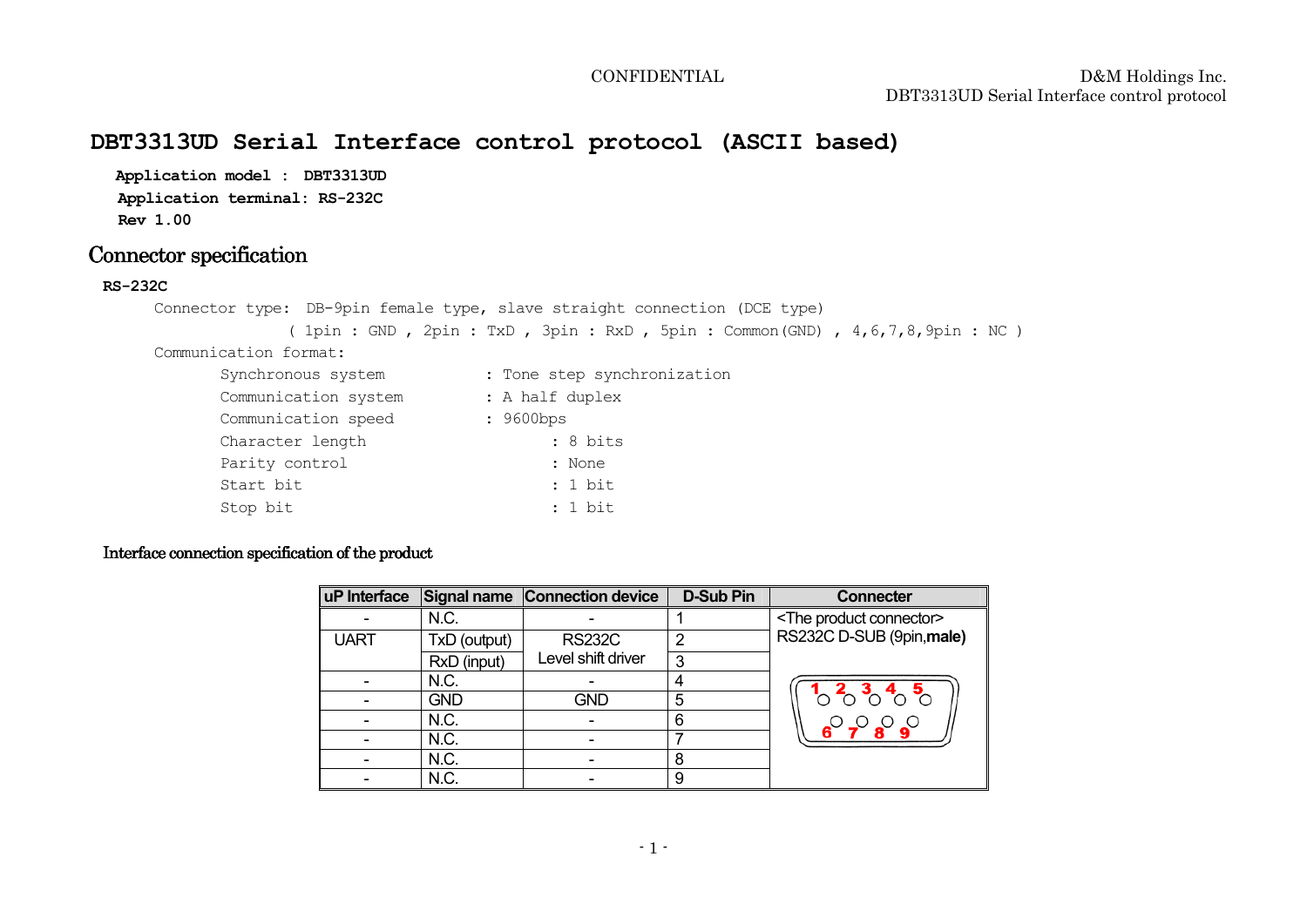# DBT3313UD Serial Interface control protocol (ASCII based)

**Application model : DBT3313UD**

**Application terminal: RS-232C**

**Rev 1.00**

## Connector specification

**RS-232C**

Connector type: DB-9pin female type, slave straight connection (DCE type)

( 1pin : GND , 2pin : TxD , 3pin : RxD , 5pin : Common(GND) , 4,6,7,8,9pin : NC )

Communication format:

- Synchronous system : Tone step synchronization
- Communication system : A half duplex
- Communication speed : 9600bps
- Character length : 8 bits
- Parity control : None
- Start bit : 1 bit
- Stop bit : 1 bit

### Interface connection specification of the product

| uP Interface | Signal name | Connection device | D-Sub Pin | Connecter |
|---|---|---|---|---|
| - | N.C. | - | 1 | <The product connector> RS232C D-SUB (9pin,**male)** |
| UART | TxD (output) | RS232C Level shift driver | 2 | |
| | RxD (input) | | 3 | |
| - | N.C. | - | 4 | |
| - | GND | GND | 5 | |
| - | N.C. | - | 6 | |
| - | N.C. | - | 7 | |
| - | N.C. | - | 8 | |
| - | N.C. | - | 9 | |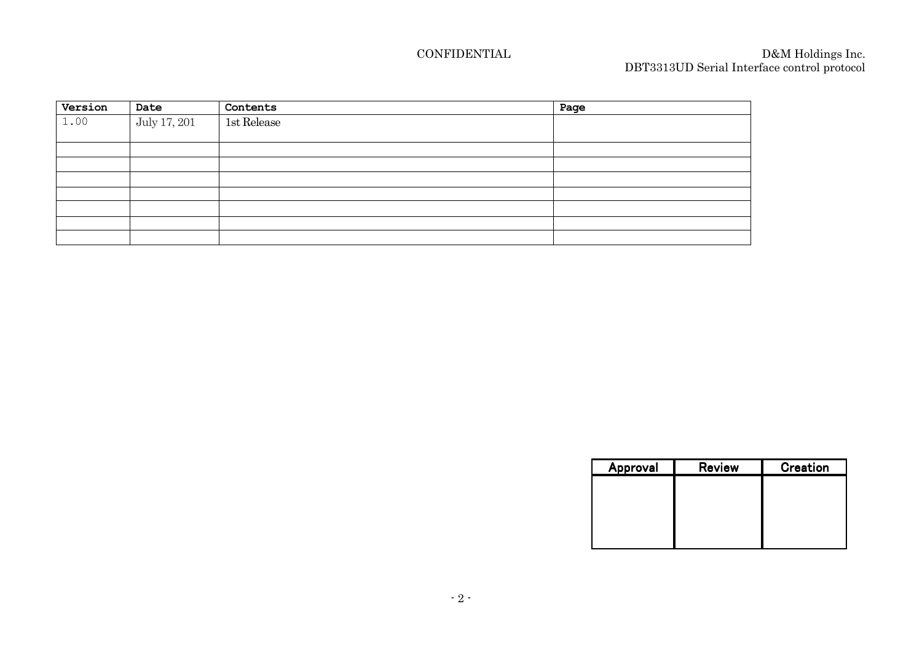| Version | Date | Contents | Page |
|---|---|---|---|
| 1.00 | July 17, 201 | 1st Release | |
| | | | |
| | | | |
| | | | |
| | | | |
| | | | |
| | | | |
| | | | |

| Approval | Review | Creation |
|---|---|---|
| | | |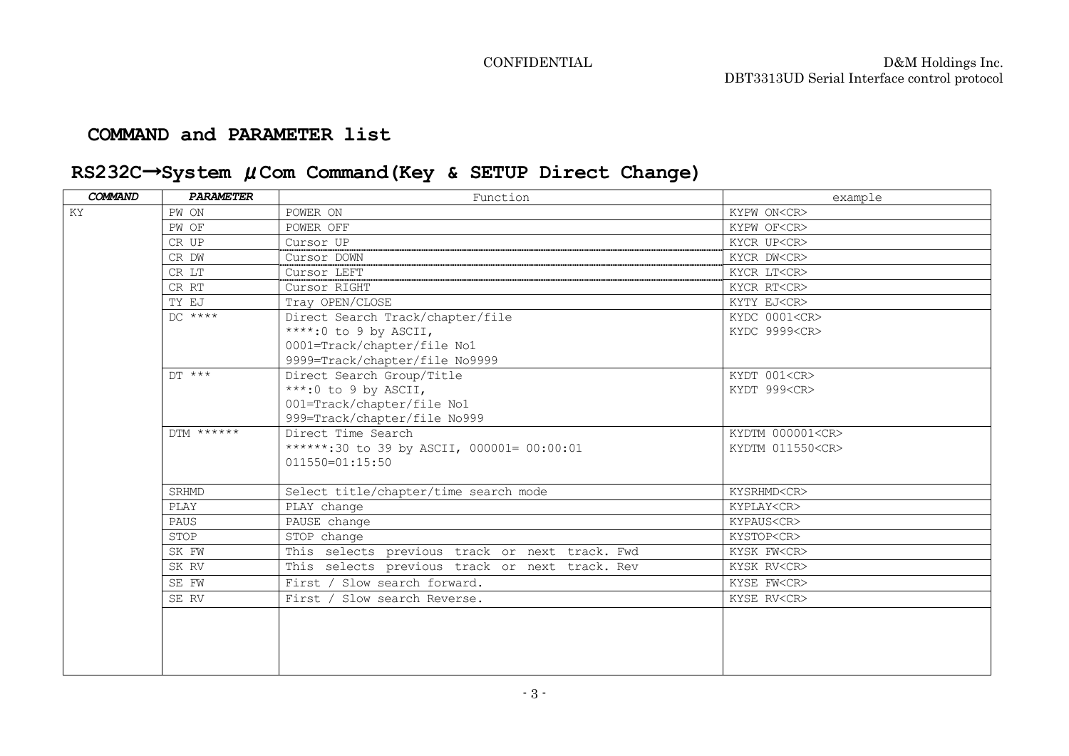## COMMAND and PARAMETER list

## RS232C→System μCom Command(Key & SETUP Direct Change)

| *COMMAND* | *PARAMETER* | Function | example |
|---|---|---|---|
| KY | PW ON | POWER ON | KYPW ON<CR> |
| | PW OF | POWER OFF | KYPW OF<CR> |
| | CR UP | Cursor UP | KYCR UP<CR> |
| | CR DW | Cursor DOWN | KYCR DW<CR> |
| | CR LT | Cursor LEFT | KYCR LT<CR> |
| | CR RT | Cursor RIGHT | KYCR RT<CR> |
| | TY EJ | Tray OPEN/CLOSE | KYTY EJ<CR> |
| | DC **** | Direct Search Track/chapter/file<br>****:0 to 9 by ASCII,<br>0001=Track/chapter/file No1<br>9999=Track/chapter/file No9999 | KYDC 0001<CR><br>KYDC 9999<CR> |
| | DT *** | Direct Search Group/Title<br>***:0 to 9 by ASCII,<br>001=Track/chapter/file No1<br>999=Track/chapter/file No999 | KYDT 001<CR><br>KYDT 999<CR> |
| | DTM ****** | Direct Time Search<br>******:30 to 39 by ASCII, 000001= 00:00:01<br>011550=01:15:50 | KYDTM 000001<CR><br>KYDTM 011550<CR> |
| | SRHMD | Select title/chapter/time search mode | KYSRHMD<CR> |
| | PLAY | PLAY change | KYPLAY<CR> |
| | PAUS | PAUSE change | KYPAUS<CR> |
| | STOP | STOP change | KYSTOP<CR> |
| | SK FW | This selects previous track or next track. Fwd | KYSK FW<CR> |
| | SK RV | This selects previous track or next track. Rev | KYSK RV<CR> |
| | SE FW | First / Slow search forward. | KYSE FW<CR> |
| | SE RV | First / Slow search Reverse. | KYSE RV<CR> |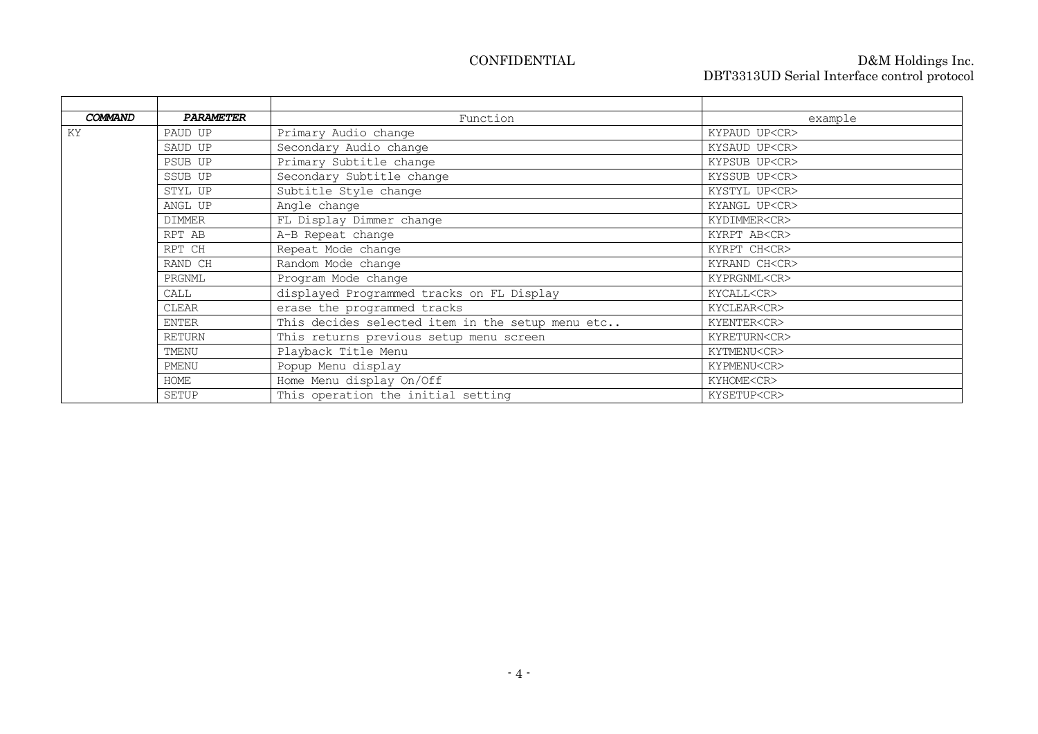| *COMMAND* | *PARAMETER* | Function | example |
|---|---|---|---|
| KY | PAUD UP | Primary Audio change | KYPAUD UP<CR> |
| | SAUD UP | Secondary Audio change | KYSAUD UP<CR> |
| | PSUB UP | Primary Subtitle change | KYPSUB UP<CR> |
| | SSUB UP | Secondary Subtitle change | KYSSUB UP<CR> |
| | STYL UP | Subtitle Style change | KYSTYL UP<CR> |
| | ANGL UP | Angle change | KYANGL UP<CR> |
| | DIMMER | FL Display Dimmer change | KYDIMMER<CR> |
| | RPT AB | A-B Repeat change | KYRPT AB<CR> |
| | RPT CH | Repeat Mode change | KYRPT CH<CR> |
| | RAND CH | Random Mode change | KYRAND CH<CR> |
| | PRGNML | Program Mode change | KYPRGNML<CR> |
| | CALL | displayed Programmed tracks on FL Display | KYCALL<CR> |
| | CLEAR | erase the programmed tracks | KYCLEAR<CR> |
| | ENTER | This decides selected item in the setup menu etc.. | KYENTER<CR> |
| | RETURN | This returns previous setup menu screen | KYRETURN<CR> |
| | TMENU | Playback Title Menu | KYTMENU<CR> |
| | PMENU | Popup Menu display | KYPMENU<CR> |
| | HOME | Home Menu display On/Off | KYHOME<CR> |
| | SETUP | This operation the initial setting | KYSETUP<CR> |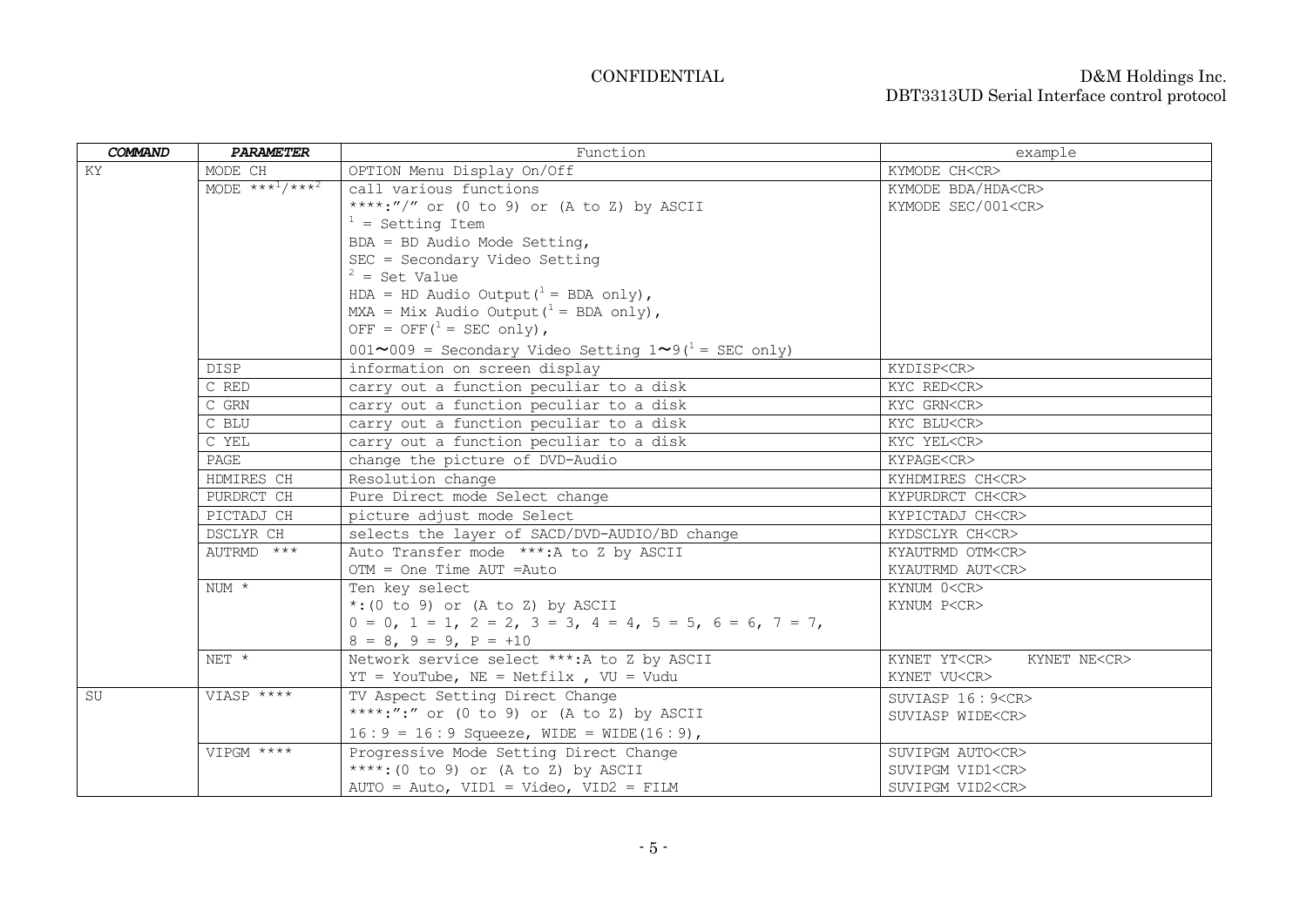| ***COMMAND*** | ***PARAMETER*** | Function | example |
|---|---|---|---|
| KY | MODE CH | OPTION Menu Display On/Off | KYMODE CH<CR> |
| | MODE ***[1]/***[2] | call various functions<br>****:"/" or (0 to 9) or (A to Z) by ASCII<br>[1] = Setting Item<br>BDA = BD Audio Mode Setting,<br>SEC = Secondary Video Setting<br>[2] = Set Value<br>HDA = HD Audio Output([1] = BDA only),<br>MXA = Mix Audio Output([1] = BDA only),<br>OFF = OFF([1] = SEC only),<br>001～009 = Secondary Video Setting 1～9([1] = SEC only) | KYMODE BDA/HDA<CR><br>KYMODE SEC/001<CR> |
| | DISP | information on screen display | KYDISP<CR> |
| | C RED | carry out a function peculiar to a disk | KYC RED<CR> |
| | C GRN | carry out a function peculiar to a disk | KYC GRN<CR> |
| | C BLU | carry out a function peculiar to a disk | KYC BLU<CR> |
| | C YEL | carry out a function peculiar to a disk | KYC YEL<CR> |
| | PAGE | change the picture of DVD-Audio | KYPAGE<CR> |
| | HDMIRES CH | Resolution change | KYHDMIRES CH<CR> |
| | PURDRCT CH | Pure Direct mode Select change | KYPURDRCT CH<CR> |
| | PICTADJ CH | picture adjust mode Select | KYPICTADJ CH<CR> |
| | DSCLYR CH | selects the layer of SACD/DVD-AUDIO/BD change | KYDSCLYR CH<CR> |
| | AUTRMD *** | Auto Transfer mode ***:A to Z by ASCII<br>OTM = One Time AUT =Auto | KYAUTRMD OTM<CR><br>KYAUTRMD AUT<CR> |
| | NUM * | Ten key select<br>*:(0 to 9) or (A to Z) by ASCII<br>0 = 0, 1 = 1, 2 = 2, 3 = 3, 4 = 4, 5 = 5, 6 = 6, 7 = 7,<br>8 = 8, 9 = 9, P = +10 | KYNUM 0<CR><br>KYNUM P<CR> |
| | NET * | Network service select ***:A to Z by ASCII<br>YT = YouTube, NE = Netfilx , VU = Vudu | KYNET YT<CR>    KYNET NE<CR><br>KYNET VU<CR> |
| SU | VIASP **** | TV Aspect Setting Direct Change<br>****:":" or (0 to 9) or (A to Z) by ASCII<br>16：9 = 16：9 Squeeze, WIDE = WIDE(16：9), | SUVIASP 16：9<CR><br>SUVIASP WIDE<CR> |
| | VIPGM **** | Progressive Mode Setting Direct Change<br>****:(0 to 9) or (A to Z) by ASCII<br>AUTO = Auto, VID1 = Video, VID2 = FILM | SUVIPGM AUTO<CR><br>SUVIPGM VID1<CR><br>SUVIPGM VID2<CR> |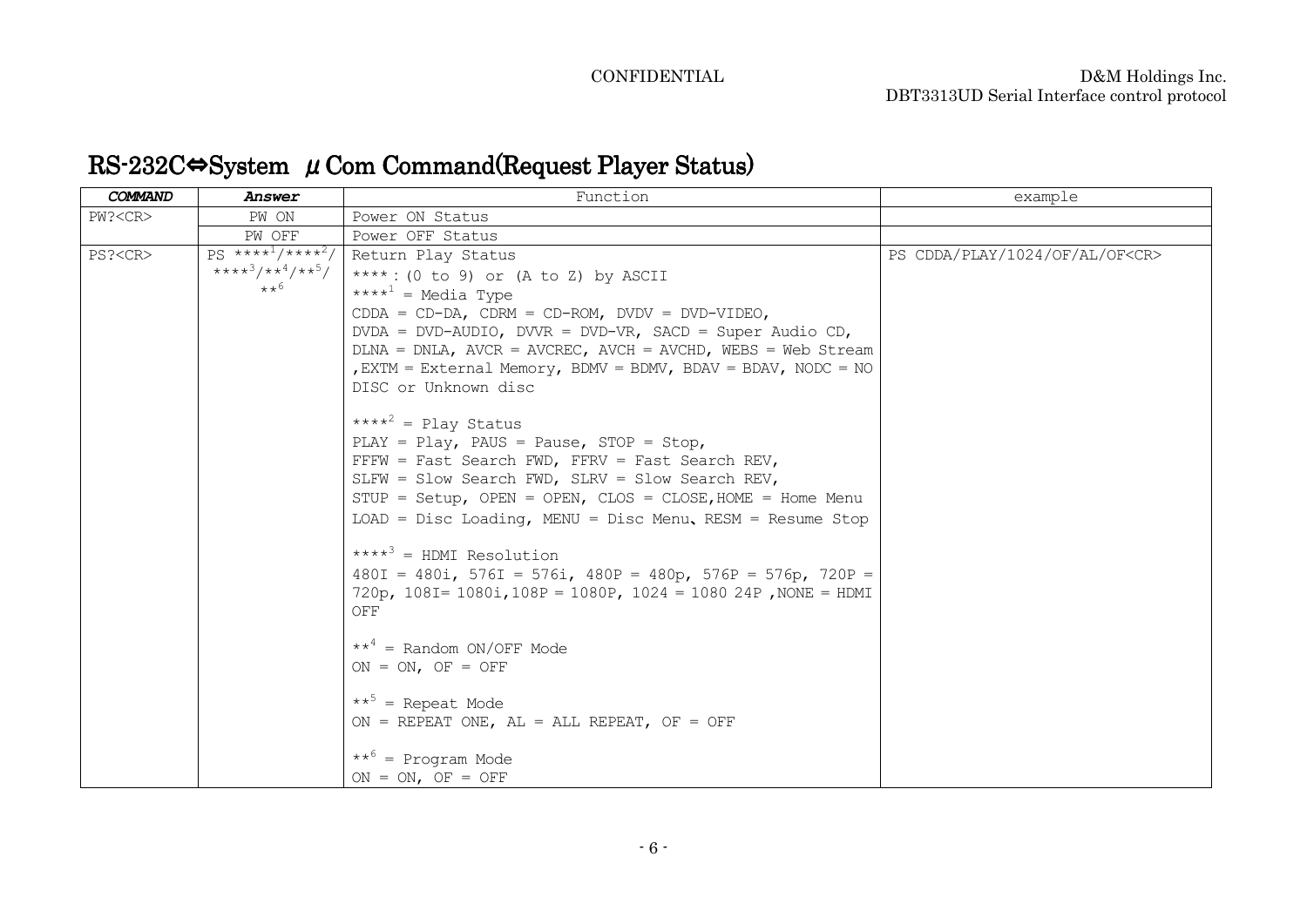# RS-232C⇔System μCom Command(Request Player Status)

| ***COMMAND*** | ***Answer*** | Function | example |
|---|---|---|---|
| PW?<CR> | PW ON | Power ON Status | |
| | PW OFF | Power OFF Status | |
| PS?<CR> | PS ****[1]/****[2]/****[3]/**[4]/**[5]/**[6] | Return Play Status<br>**** : (0 to 9) or (A to Z) by ASCII<br>****[1] = Media Type<br>CDDA = CD-DA, CDRM = CD-ROM, DVDV = DVD-VIDEO, DVDA = DVD-AUDIO, DVVR = DVD-VR, SACD = Super Audio CD, DLNA = DNLA, AVCR = AVCREC, AVCH = AVCHD, WEBS = Web Stream ,EXTM = External Memory, BDMV = BDMV, BDAV = BDAV, NODC = NO DISC or Unknown disc<br><br>****[2] = Play Status<br>PLAY = Play, PAUS = Pause, STOP = Stop, FFFW = Fast Search FWD, FFRV = Fast Search REV, SLFW = Slow Search FWD, SLRV = Slow Search REV, STUP = Setup, OPEN = OPEN, CLOS = CLOSE,HOME = Home Menu LOAD = Disc Loading, MENU = Disc Menu、RESM = Resume Stop<br><br>****[3] = HDMI Resolution<br>480I = 480i, 576I = 576i, 480P = 480p, 576P = 576p, 720P = 720p, 108I= 1080i,108P = 1080P, 1024 = 1080 24P ,NONE = HDMI OFF<br><br>**[4] = Random ON/OFF Mode<br>ON = ON, OF = OFF<br><br>**[5] = Repeat Mode<br>ON = REPEAT ONE, AL = ALL REPEAT, OF = OFF<br><br>**[6] = Program Mode<br>ON = ON, OF = OFF | PS CDDA/PLAY/1024/OF/AL/OF<CR> |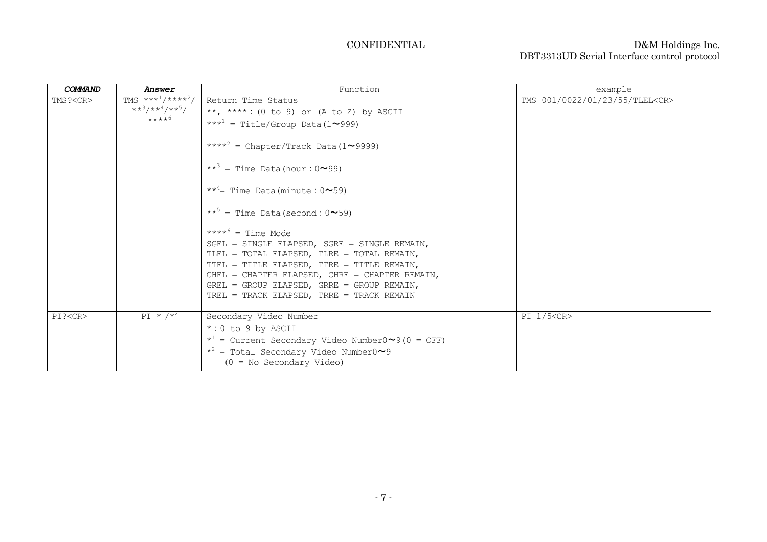| ***COMMAND*** | ***Answer*** | Function | example |
|---|---|---|---|
| TMS?<CR> | TMS $***^1/****^2/**^3/**^4/**^5/****^6$ | Return Time Status<br>**, **** : (0 to 9) or (A to Z) by ASCII<br>$***^1$ = Title/Group Data(1〜999)<br><br>$****^2$ = Chapter/Track Data(1〜9999)<br><br>$**^3$ = Time Data(hour : 0〜99)<br><br>$**^4$= Time Data(minute : 0〜59)<br><br>$**^5$ = Time Data(second : 0〜59)<br><br>$****^6$ = Time Mode<br>SGEL = SINGLE ELAPSED, SGRE = SINGLE REMAIN,<br>TLEL = TOTAL ELAPSED, TLRE = TOTAL REMAIN,<br>TTEL = TITLE ELAPSED, TTRE = TITLE REMAIN,<br>CHEL = CHAPTER ELAPSED, CHRE = CHAPTER REMAIN,<br>GREL = GROUP ELAPSED, GRRE = GROUP REMAIN,<br>TREL = TRACK ELAPSED, TRRE = TRACK REMAIN | TMS 001/0022/01/23/55/TLEL<CR> |
| PI?<CR> | PI $*^1/*^2$ | Secondary Video Number<br>* : 0 to 9 by ASCII<br>$*^1$ = Current Secondary Video Number0〜9(0 = OFF)<br>$*^2$ = Total Secondary Video Number0〜9<br>(0 = No Secondary Video) | PI 1/5<CR> |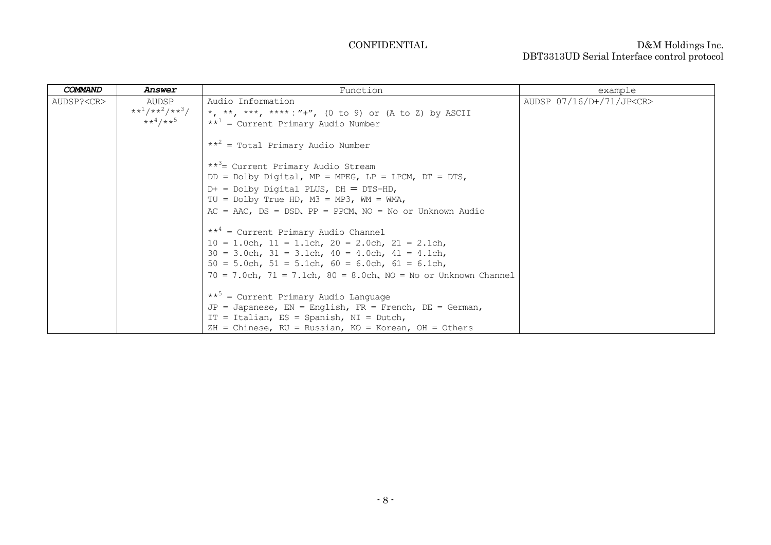| ***COMMAND*** | ***Answer*** | Function | example |
|---|---|---|---|
| AUDSP?<CR> | AUDSP **$^1$/**$^2$/**$^3$/ **$^4$/**$^5$ | Audio Information<br>*, **, ***, **** : "+", (0 to 9) or (A to Z) by ASCII<br>**$^1$ = Current Primary Audio Number<br><br>**$^2$ = Total Primary Audio Number<br><br>**$^3$= Current Primary Audio Stream<br>DD = Dolby Digital, MP = MPEG, LP = LPCM, DT = DTS,<br>D+ = Dolby Digital PLUS, DH ＝ DTS-HD,<br>TU = Dolby True HD, M3 = MP3, WM = WMA,<br>AC = AAC, DS = DSD、PP = PPCM、NO = No or Unknown Audio<br><br>**$^4$ = Current Primary Audio Channel<br>10 = 1.0ch, 11 = 1.1ch, 20 = 2.0ch, 21 = 2.1ch,<br>30 = 3.0ch, 31 = 3.1ch, 40 = 4.0ch, 41 = 4.1ch,<br>50 = 5.0ch, 51 = 5.1ch, 60 = 6.0ch, 61 = 6.1ch,<br>70 = 7.0ch, 71 = 7.1ch, 80 = 8.0ch、NO = No or Unknown Channel<br><br>**$^5$ = Current Primary Audio Language<br>JP = Japanese, EN = English, FR = French, DE = German,<br>IT = Italian, ES = Spanish, NI = Dutch,<br>ZH = Chinese, RU = Russian, KO = Korean, OH = Others | AUDSP 07/16/D+/71/JP<CR> |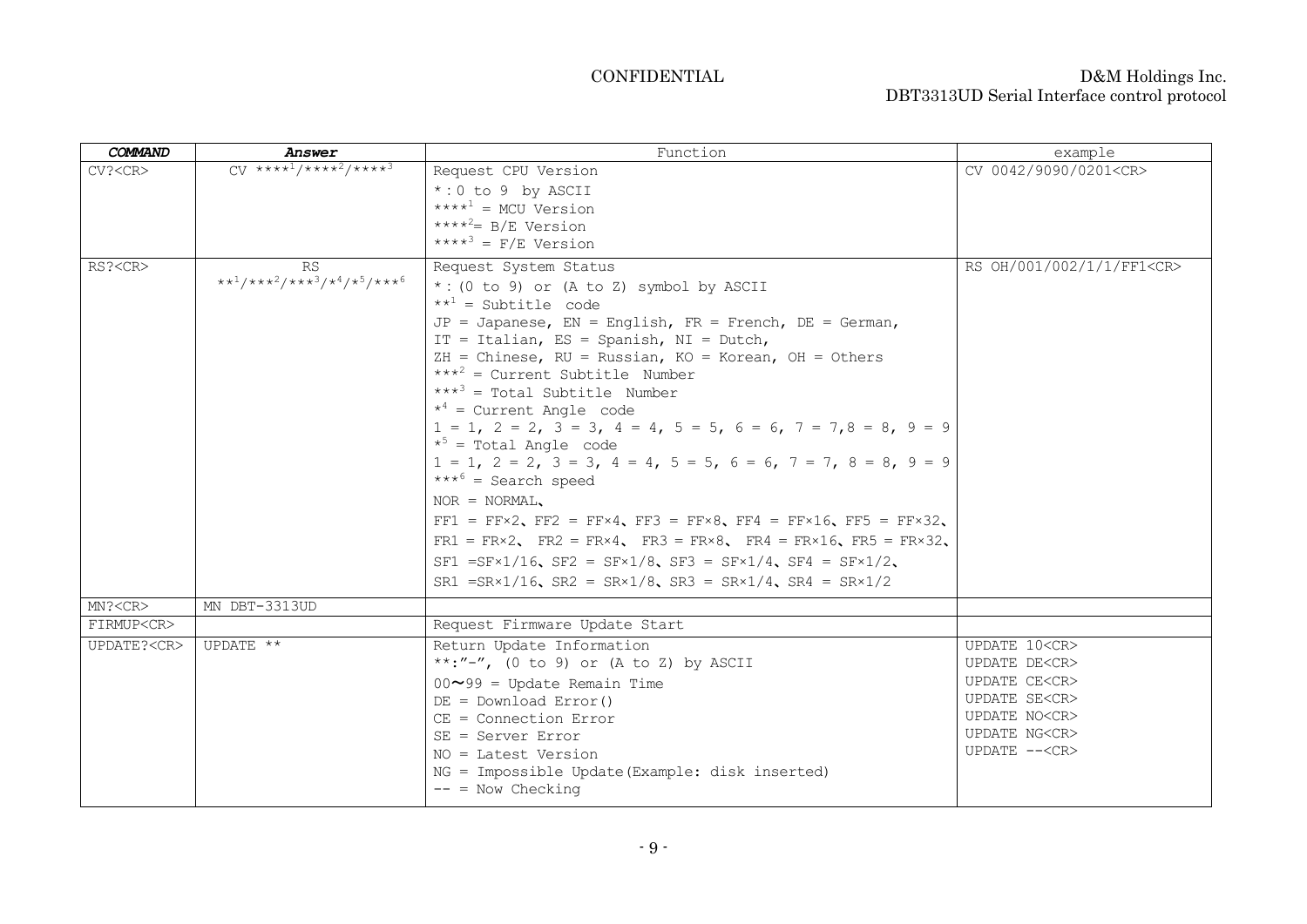| ***COMMAND*** | ***Answer*** | Function | example |
|---|---|---|---|
| CV?<CR> | CV ****[1]/****[2]/****[3] | Request CPU Version<br>* : 0 to 9 by ASCII<br>****[1] = MCU Version<br>****[2]= B/E Version<br>****[3] = F/E Version | CV 0042/9090/0201<CR> |
| RS?<CR> | RS<br>**[1]/***[2]/***[3]/*[4]/*[5]/***[6] | Request System Status<br>* : (0 to 9) or (A to Z) symbol by ASCII<br>**[1] = Subtitle code<br>JP = Japanese, EN = English, FR = French, DE = German,<br>IT = Italian, ES = Spanish, NI = Dutch,<br>ZH = Chinese, RU = Russian, KO = Korean, OH = Others<br>***[2] = Current Subtitle Number<br>***[3] = Total Subtitle Number<br>*[4] = Current Angle code<br>1 = 1, 2 = 2, 3 = 3, 4 = 4, 5 = 5, 6 = 6, 7 = 7,8 = 8, 9 = 9<br>*[5] = Total Angle code<br>1 = 1, 2 = 2, 3 = 3, 4 = 4, 5 = 5, 6 = 6, 7 = 7, 8 = 8, 9 = 9<br>***[6] = Search speed<br>NOR = NORMAL、<br>FF1 = FF×2、FF2 = FF×4、FF3 = FF×8、FF4 = FF×16、FF5 = FF×32、<br>FR1 = FR×2、 FR2 = FR×4、 FR3 = FR×8、 FR4 = FR×16、FR5 = FR×32、<br>SF1 =SF×1/16、SF2 = SF×1/8、SF3 = SF×1/4、SF4 = SF×1/2、<br>SR1 =SR×1/16、SR2 = SR×1/8、SR3 = SR×1/4、SR4 = SR×1/2 | RS OH/001/002/1/1/FF1<CR> |
| MN?<CR> | MN DBT-3313UD | | |
| FIRMUP<CR> | | Request Firmware Update Start | |
| UPDATE?<CR> | UPDATE ** | Return Update Information<br>**:"-", (0 to 9) or (A to Z) by ASCII<br>00～99 = Update Remain Time<br>DE = Download Error()<br>CE = Connection Error<br>SE = Server Error<br>NO = Latest Version<br>NG = Impossible Update(Example: disk inserted)<br>-- = Now Checking | UPDATE 10<CR><br>UPDATE DE<CR><br>UPDATE CE<CR><br>UPDATE SE<CR><br>UPDATE NO<CR><br>UPDATE NG<CR><br>UPDATE --<CR> |